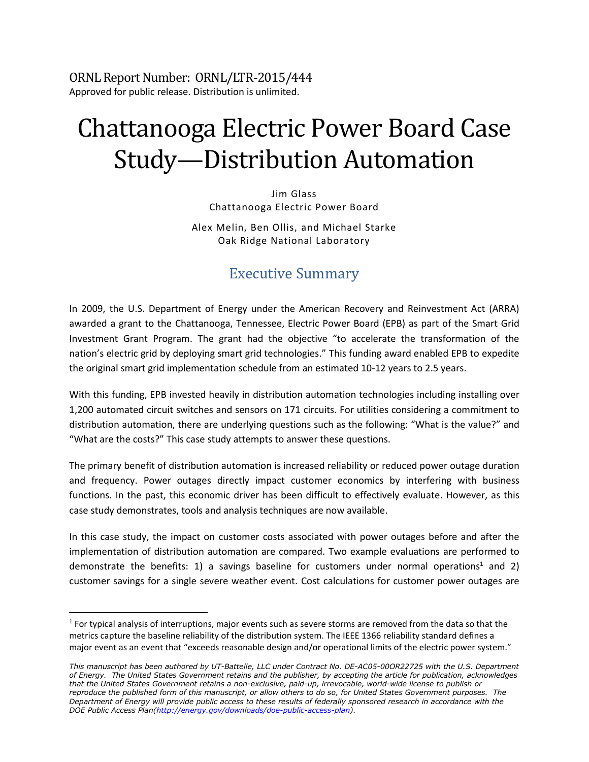ORNL Report Number: ORNL/LTR-2015/444

Approved for public release. Distribution is unlimited.

# Chattanooga Electric Power Board Case Study—Distribution Automation

Jim Glass
Chattanooga Electric Power Board

Alex Melin, Ben Ollis, and Michael Starke
Oak Ridge National Laboratory

## Executive Summary

In 2009, the U.S. Department of Energy under the American Recovery and Reinvestment Act (ARRA) awarded a grant to the Chattanooga, Tennessee, Electric Power Board (EPB) as part of the Smart Grid Investment Grant Program. The grant had the objective "to accelerate the transformation of the nation's electric grid by deploying smart grid technologies." This funding award enabled EPB to expedite the original smart grid implementation schedule from an estimated 10-12 years to 2.5 years.

With this funding, EPB invested heavily in distribution automation technologies including installing over 1,200 automated circuit switches and sensors on 171 circuits. For utilities considering a commitment to distribution automation, there are underlying questions such as the following: "What is the value?" and "What are the costs?" This case study attempts to answer these questions.

The primary benefit of distribution automation is increased reliability or reduced power outage duration and frequency. Power outages directly impact customer economics by interfering with business functions. In the past, this economic driver has been difficult to effectively evaluate. However, as this case study demonstrates, tools and analysis techniques are now available.

In this case study, the impact on customer costs associated with power outages before and after the implementation of distribution automation are compared. Two example evaluations are performed to demonstrate the benefits: 1) a savings baseline for customers under normal operations[1] and 2) customer savings for a single severe weather event. Cost calculations for customer power outages are

[1] For typical analysis of interruptions, major events such as severe storms are removed from the data so that the metrics capture the baseline reliability of the distribution system. The IEEE 1366 reliability standard defines a major event as an event that "exceeds reasonable design and/or operational limits of the electric power system."

*This manuscript has been authored by UT-Battelle, LLC under Contract No. DE-AC05-00OR22725 with the U.S. Department of Energy. The United States Government retains and the publisher, by accepting the article for publication, acknowledges that the United States Government retains a non-exclusive, paid-up, irrevocable, world-wide license to publish or reproduce the published form of this manuscript, or allow others to do so, for United States Government purposes. The Department of Energy will provide public access to these results of federally sponsored research in accordance with the DOE Public Access Plan(http://energy.gov/downloads/doe-public-access-plan).*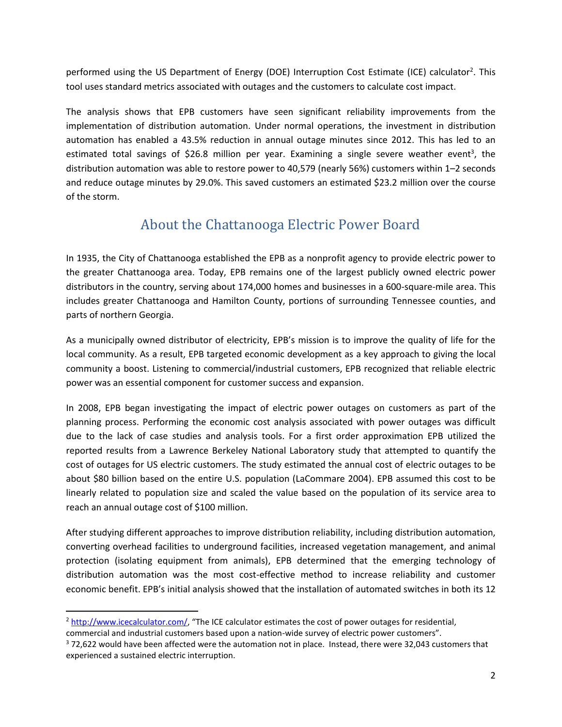performed using the US Department of Energy (DOE) Interruption Cost Estimate (ICE) calculator[2]. This tool uses standard metrics associated with outages and the customers to calculate cost impact.

The analysis shows that EPB customers have seen significant reliability improvements from the implementation of distribution automation. Under normal operations, the investment in distribution automation has enabled a 43.5% reduction in annual outage minutes since 2012. This has led to an estimated total savings of $26.8 million per year. Examining a single severe weather event[3], the distribution automation was able to restore power to 40,579 (nearly 56%) customers within 1–2 seconds and reduce outage minutes by 29.0%. This saved customers an estimated $23.2 million over the course of the storm.

## About the Chattanooga Electric Power Board

In 1935, the City of Chattanooga established the EPB as a nonprofit agency to provide electric power to the greater Chattanooga area. Today, EPB remains one of the largest publicly owned electric power distributors in the country, serving about 174,000 homes and businesses in a 600-square-mile area. This includes greater Chattanooga and Hamilton County, portions of surrounding Tennessee counties, and parts of northern Georgia.

As a municipally owned distributor of electricity, EPB's mission is to improve the quality of life for the local community. As a result, EPB targeted economic development as a key approach to giving the local community a boost. Listening to commercial/industrial customers, EPB recognized that reliable electric power was an essential component for customer success and expansion.

In 2008, EPB began investigating the impact of electric power outages on customers as part of the planning process. Performing the economic cost analysis associated with power outages was difficult due to the lack of case studies and analysis tools. For a first order approximation EPB utilized the reported results from a Lawrence Berkeley National Laboratory study that attempted to quantify the cost of outages for US electric customers. The study estimated the annual cost of electric outages to be about $80 billion based on the entire U.S. population (LaCommare 2004). EPB assumed this cost to be linearly related to population size and scaled the value based on the population of its service area to reach an annual outage cost of $100 million.

After studying different approaches to improve distribution reliability, including distribution automation, converting overhead facilities to underground facilities, increased vegetation management, and animal protection (isolating equipment from animals), EPB determined that the emerging technology of distribution automation was the most cost-effective method to increase reliability and customer economic benefit. EPB's initial analysis showed that the installation of automated switches in both its 12

---

[2] http://www.icecalculator.com/, "The ICE calculator estimates the cost of power outages for residential, commercial and industrial customers based upon a nation-wide survey of electric power customers".

[3] 72,622 would have been affected were the automation not in place. Instead, there were 32,043 customers that experienced a sustained electric interruption.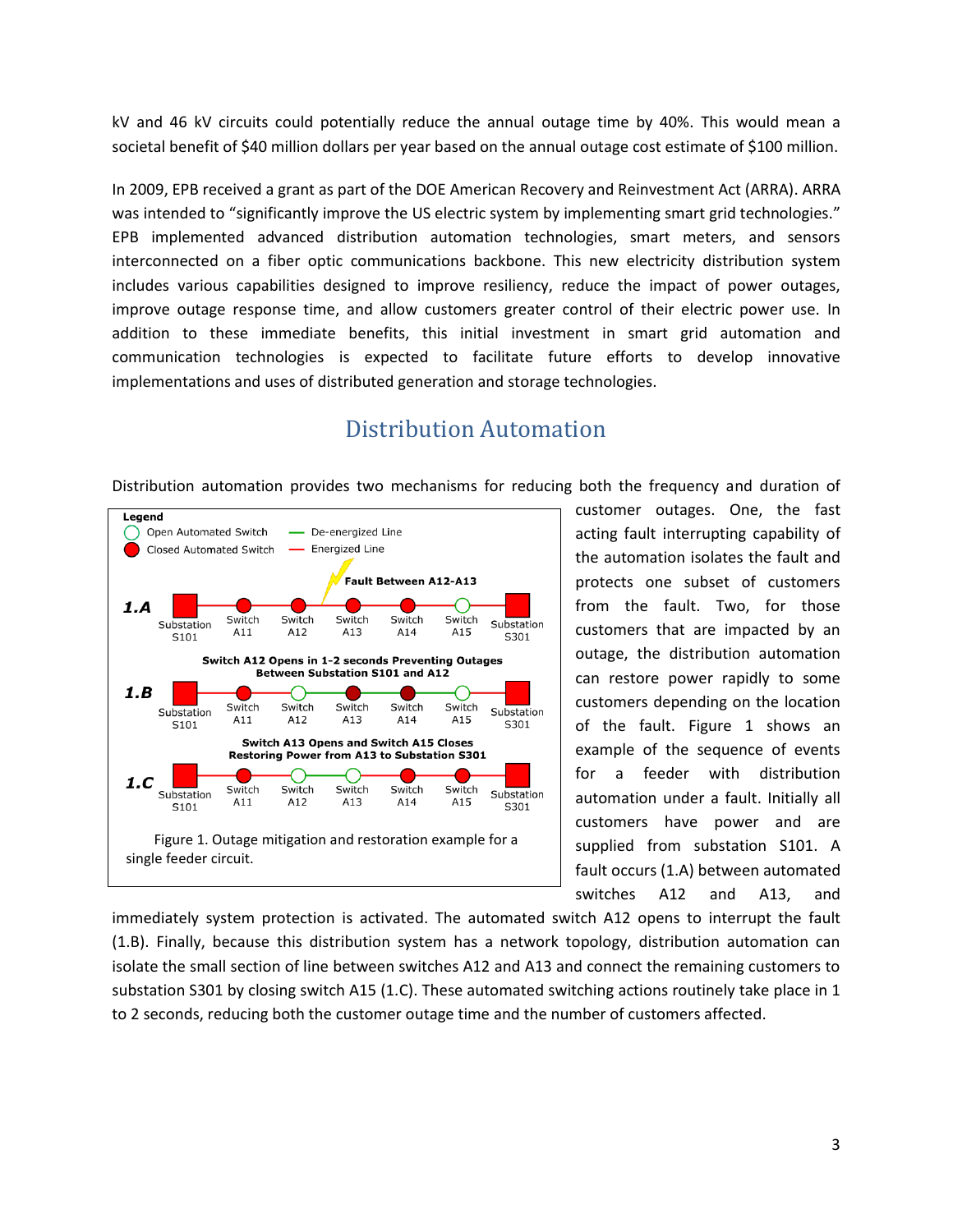kV and 46 kV circuits could potentially reduce the annual outage time by 40%. This would mean a societal benefit of $40 million dollars per year based on the annual outage cost estimate of $100 million.

In 2009, EPB received a grant as part of the DOE American Recovery and Reinvestment Act (ARRA). ARRA was intended to "significantly improve the US electric system by implementing smart grid technologies." EPB implemented advanced distribution automation technologies, smart meters, and sensors interconnected on a fiber optic communications backbone. This new electricity distribution system includes various capabilities designed to improve resiliency, reduce the impact of power outages, improve outage response time, and allow customers greater control of their electric power use. In addition to these immediate benefits, this initial investment in smart grid automation and communication technologies is expected to facilitate future efforts to develop innovative implementations and uses of distributed generation and storage technologies.

## Distribution Automation

Distribution automation provides two mechanisms for reducing both the frequency and duration of customer outages. One, the fast acting fault interrupting capability of the automation isolates the fault and protects one subset of customers from the fault. Two, for those customers that are impacted by an outage, the distribution automation can restore power rapidly to some customers depending on the location of the fault. Figure 1 shows an example of the sequence of events for a feeder with distribution automation under a fault. Initially all customers have power and are supplied from substation S101. A fault occurs (1.A) between automated switches A12 and A13, and immediately system protection is activated. The automated switch A12 opens to interrupt the fault (1.B). Finally, because this distribution system has a network topology, distribution automation can isolate the small section of line between switches A12 and A13 and connect the remaining customers to substation S301 by closing switch A15 (1.C). These automated switching actions routinely take place in 1 to 2 seconds, reducing both the customer outage time and the number of customers affected.

Legend: Open Automated Switch; Closed Automated Switch; De-energized Line; Energized Line

1.A — Fault Between A12-A13: Substation S101, Switch A11, Switch A12, Switch A13, Switch A14, Switch A15, Substation S301

1.B — Switch A12 Opens in 1-2 seconds Preventing Outages Between Substation S101 and A12: Substation S101, Switch A11, Switch A12, Switch A13, Switch A14, Switch A15, Substation S301

1.C — Switch A13 Opens and Switch A15 Closes Restoring Power from A13 to Substation S301: Substation S101, Switch A11, Switch A12, Switch A13, Switch A14, Switch A15, Substation S301

Figure 1. Outage mitigation and restoration example for a single feeder circuit.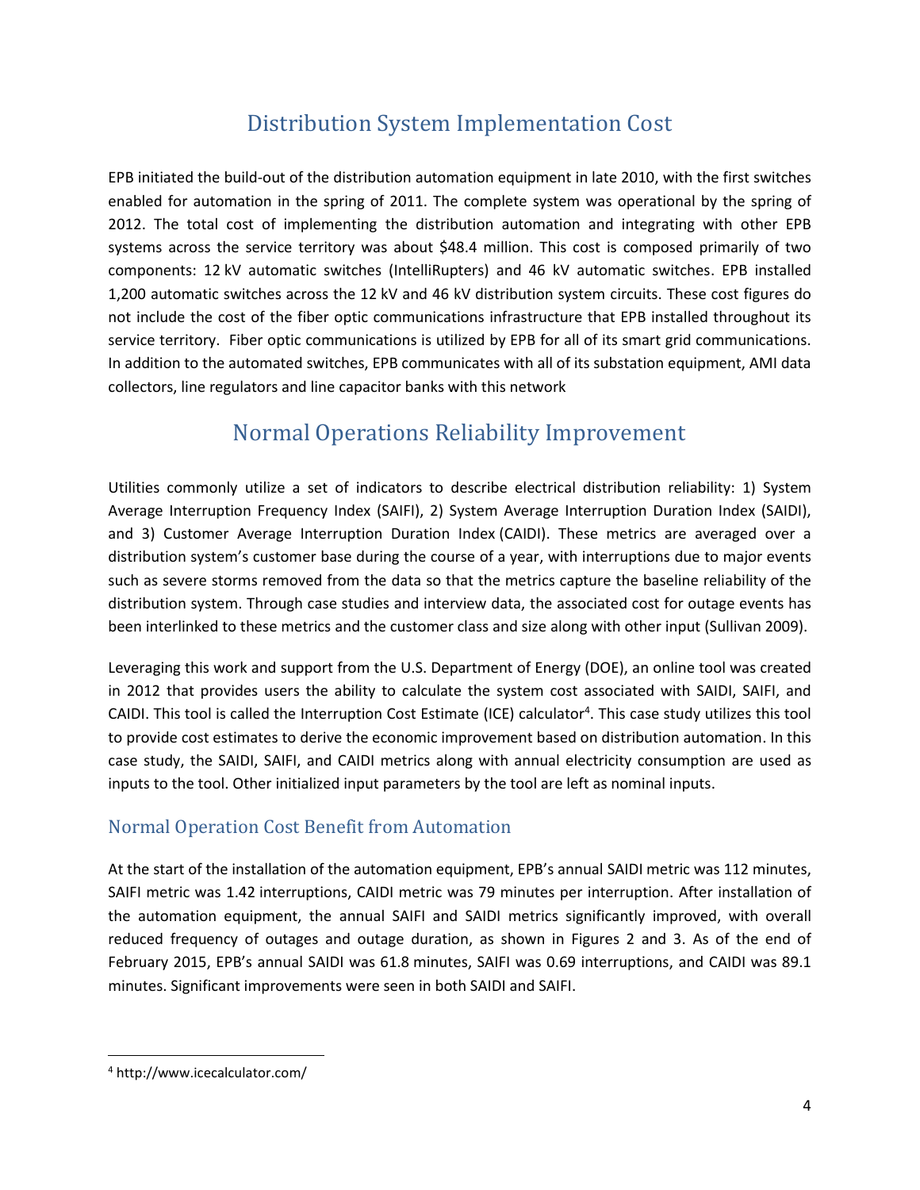## Distribution System Implementation Cost

EPB initiated the build-out of the distribution automation equipment in late 2010, with the first switches enabled for automation in the spring of 2011. The complete system was operational by the spring of 2012. The total cost of implementing the distribution automation and integrating with other EPB systems across the service territory was about $48.4 million. This cost is composed primarily of two components: 12 kV automatic switches (IntelliRupters) and 46 kV automatic switches. EPB installed 1,200 automatic switches across the 12 kV and 46 kV distribution system circuits. These cost figures do not include the cost of the fiber optic communications infrastructure that EPB installed throughout its service territory. Fiber optic communications is utilized by EPB for all of its smart grid communications. In addition to the automated switches, EPB communicates with all of its substation equipment, AMI data collectors, line regulators and line capacitor banks with this network

## Normal Operations Reliability Improvement

Utilities commonly utilize a set of indicators to describe electrical distribution reliability: 1) System Average Interruption Frequency Index (SAIFI), 2) System Average Interruption Duration Index (SAIDI), and 3) Customer Average Interruption Duration Index (CAIDI). These metrics are averaged over a distribution system's customer base during the course of a year, with interruptions due to major events such as severe storms removed from the data so that the metrics capture the baseline reliability of the distribution system. Through case studies and interview data, the associated cost for outage events has been interlinked to these metrics and the customer class and size along with other input (Sullivan 2009).

Leveraging this work and support from the U.S. Department of Energy (DOE), an online tool was created in 2012 that provides users the ability to calculate the system cost associated with SAIDI, SAIFI, and CAIDI. This tool is called the Interruption Cost Estimate (ICE) calculator[4]. This case study utilizes this tool to provide cost estimates to derive the economic improvement based on distribution automation. In this case study, the SAIDI, SAIFI, and CAIDI metrics along with annual electricity consumption are used as inputs to the tool. Other initialized input parameters by the tool are left as nominal inputs.

### Normal Operation Cost Benefit from Automation

At the start of the installation of the automation equipment, EPB's annual SAIDI metric was 112 minutes, SAIFI metric was 1.42 interruptions, CAIDI metric was 79 minutes per interruption. After installation of the automation equipment, the annual SAIFI and SAIDI metrics significantly improved, with overall reduced frequency of outages and outage duration, as shown in Figures 2 and 3. As of the end of February 2015, EPB's annual SAIDI was 61.8 minutes, SAIFI was 0.69 interruptions, and CAIDI was 89.1 minutes. Significant improvements were seen in both SAIDI and SAIFI.

[4] http://www.icecalculator.com/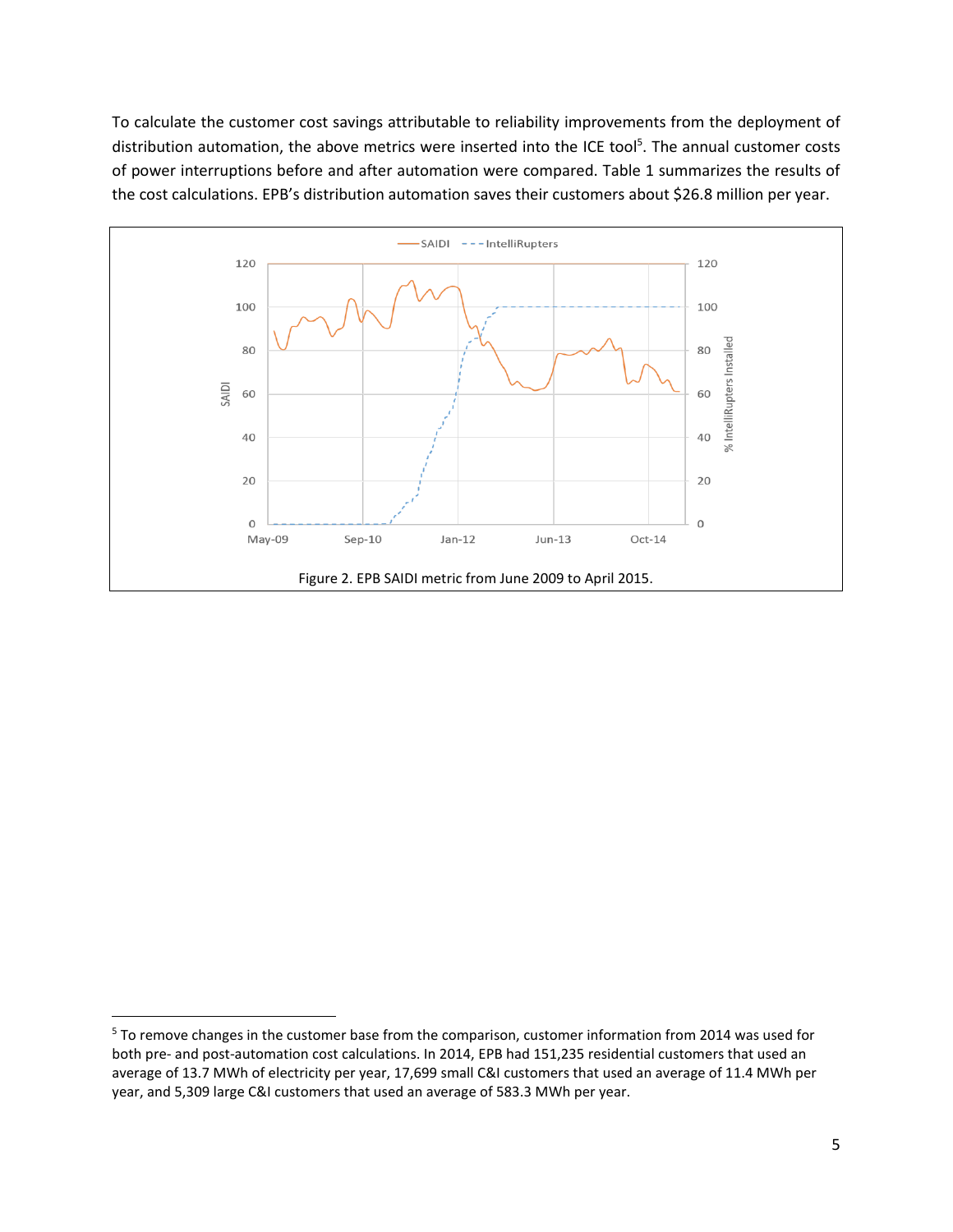To calculate the customer cost savings attributable to reliability improvements from the deployment of distribution automation, the above metrics were inserted into the ICE tool[5]. The annual customer costs of power interruptions before and after automation were compared. Table 1 summarizes the results of the cost calculations. EPB's distribution automation saves their customers about $26.8 million per year.

Figure 2. EPB SAIDI metric from June 2009 to April 2015.

[5] To remove changes in the customer base from the comparison, customer information from 2014 was used for both pre- and post-automation cost calculations. In 2014, EPB had 151,235 residential customers that used an average of 13.7 MWh of electricity per year, 17,699 small C&I customers that used an average of 11.4 MWh per year, and 5,309 large C&I customers that used an average of 583.3 MWh per year.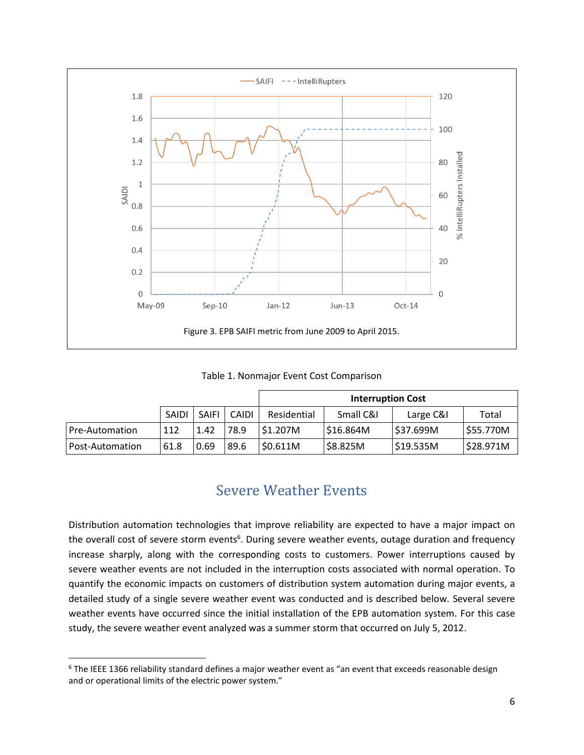Figure 3. EPB SAIFI metric from June 2009 to April 2015.

Table 1. Nonmajor Event Cost Comparison

| | SAIDI | SAIFI | CAIDI | Interruption Cost | | | |
|---|---|---|---|---|---|---|---|
| | | | | Residential | Small C&I | Large C&I | Total |
| Pre-Automation | 112 | 1.42 | 78.9 | $1.207M | $16.864M | $37.699M | $55.770M |
| Post-Automation | 61.8 | 0.69 | 89.6 | $0.611M | $8.825M | $19.535M | $28.971M |

## Severe Weather Events

Distribution automation technologies that improve reliability are expected to have a major impact on the overall cost of severe storm events[6]. During severe weather events, outage duration and frequency increase sharply, along with the corresponding costs to customers. Power interruptions caused by severe weather events are not included in the interruption costs associated with normal operation. To quantify the economic impacts on customers of distribution system automation during major events, a detailed study of a single severe weather event was conducted and is described below. Several severe weather events have occurred since the initial installation of the EPB automation system. For this case study, the severe weather event analyzed was a summer storm that occurred on July 5, 2012.

[6] The IEEE 1366 reliability standard defines a major weather event as "an event that exceeds reasonable design and or operational limits of the electric power system."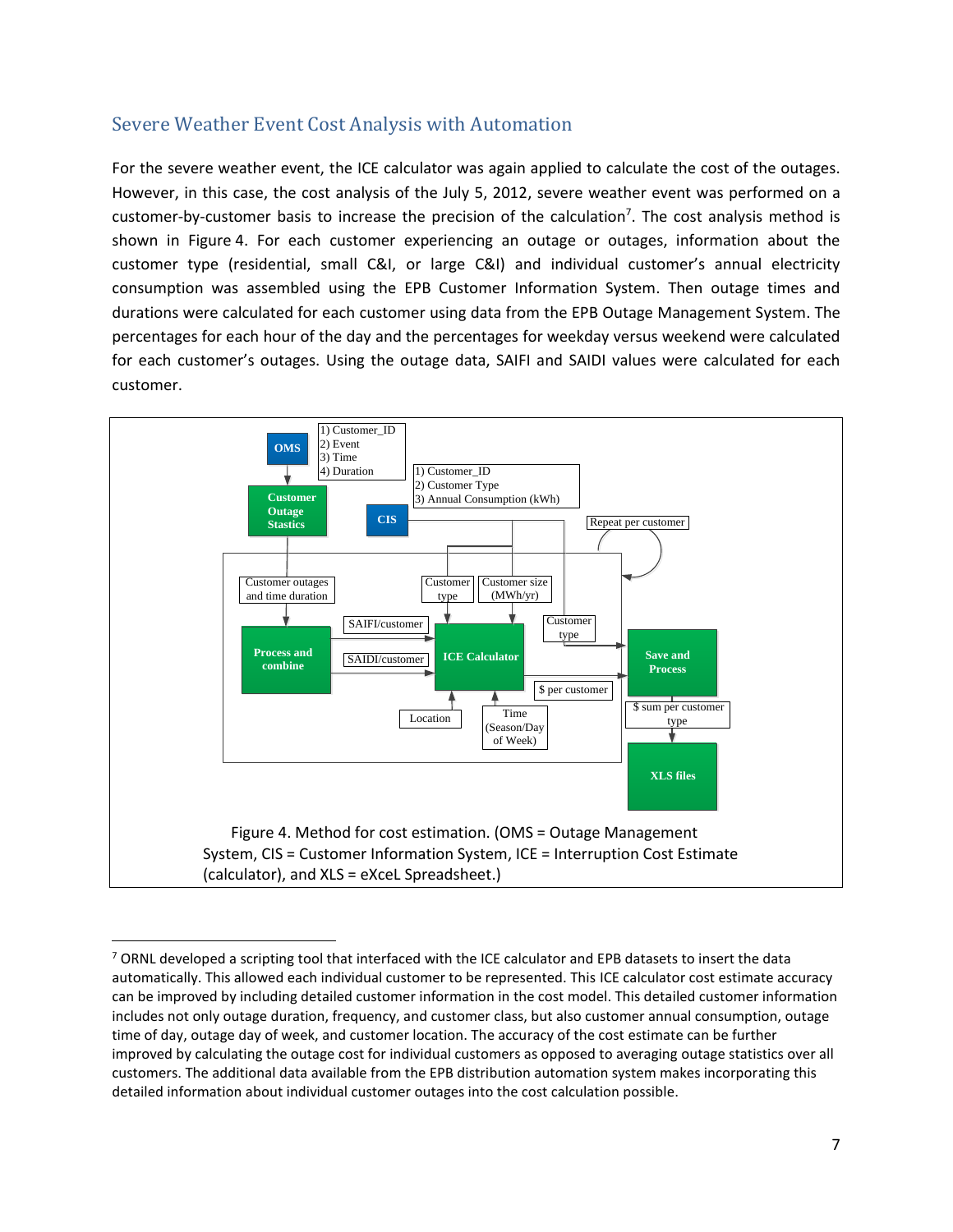## Severe Weather Event Cost Analysis with Automation

For the severe weather event, the ICE calculator was again applied to calculate the cost of the outages. However, in this case, the cost analysis of the July 5, 2012, severe weather event was performed on a customer-by-customer basis to increase the precision of the calculation[7]. The cost analysis method is shown in Figure 4. For each customer experiencing an outage or outages, information about the customer type (residential, small C&I, or large C&I) and individual customer's annual electricity consumption was assembled using the EPB Customer Information System. Then outage times and durations were calculated for each customer using data from the EPB Outage Management System. The percentages for each hour of the day and the percentages for weekday versus weekend were calculated for each customer's outages. Using the outage data, SAIFI and SAIDI values were calculated for each customer.

Figure 4. Method for cost estimation. (OMS = Outage Management System, CIS = Customer Information System, ICE = Interruption Cost Estimate (calculator), and XLS = eXceL Spreadsheet.)

---

[7] ORNL developed a scripting tool that interfaced with the ICE calculator and EPB datasets to insert the data automatically. This allowed each individual customer to be represented. This ICE calculator cost estimate accuracy can be improved by including detailed customer information in the cost model. This detailed customer information includes not only outage duration, frequency, and customer class, but also customer annual consumption, outage time of day, outage day of week, and customer location. The accuracy of the cost estimate can be further improved by calculating the outage cost for individual customers as opposed to averaging outage statistics over all customers. The additional data available from the EPB distribution automation system makes incorporating this detailed information about individual customer outages into the cost calculation possible.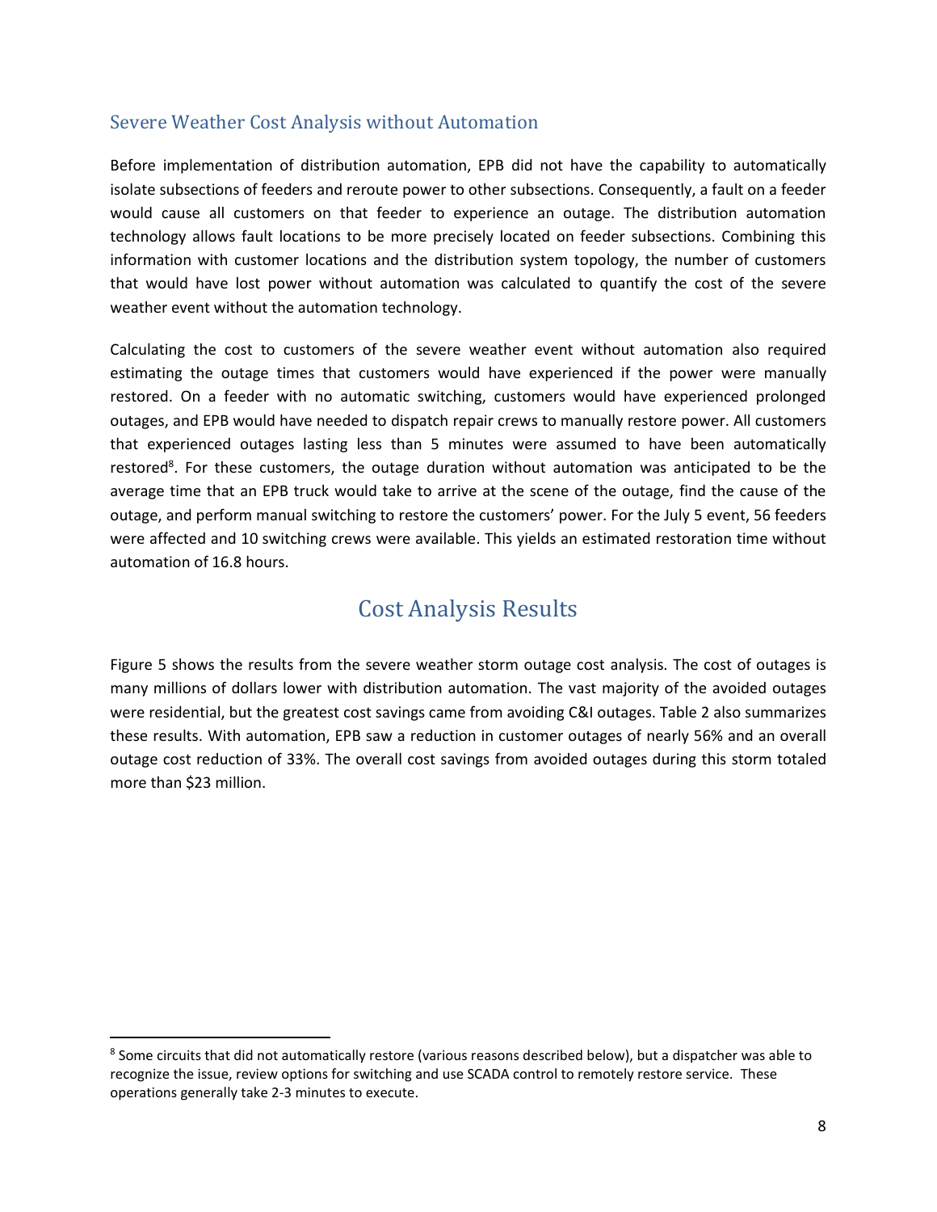## Severe Weather Cost Analysis without Automation

Before implementation of distribution automation, EPB did not have the capability to automatically isolate subsections of feeders and reroute power to other subsections. Consequently, a fault on a feeder would cause all customers on that feeder to experience an outage. The distribution automation technology allows fault locations to be more precisely located on feeder subsections. Combining this information with customer locations and the distribution system topology, the number of customers that would have lost power without automation was calculated to quantify the cost of the severe weather event without the automation technology.

Calculating the cost to customers of the severe weather event without automation also required estimating the outage times that customers would have experienced if the power were manually restored. On a feeder with no automatic switching, customers would have experienced prolonged outages, and EPB would have needed to dispatch repair crews to manually restore power. All customers that experienced outages lasting less than 5 minutes were assumed to have been automatically restored[8]. For these customers, the outage duration without automation was anticipated to be the average time that an EPB truck would take to arrive at the scene of the outage, find the cause of the outage, and perform manual switching to restore the customers' power. For the July 5 event, 56 feeders were affected and 10 switching crews were available. This yields an estimated restoration time without automation of 16.8 hours.

# Cost Analysis Results

Figure 5 shows the results from the severe weather storm outage cost analysis. The cost of outages is many millions of dollars lower with distribution automation. The vast majority of the avoided outages were residential, but the greatest cost savings came from avoiding C&I outages. Table 2 also summarizes these results. With automation, EPB saw a reduction in customer outages of nearly 56% and an overall outage cost reduction of 33%. The overall cost savings from avoided outages during this storm totaled more than $23 million.

[8] Some circuits that did not automatically restore (various reasons described below), but a dispatcher was able to recognize the issue, review options for switching and use SCADA control to remotely restore service. These operations generally take 2-3 minutes to execute.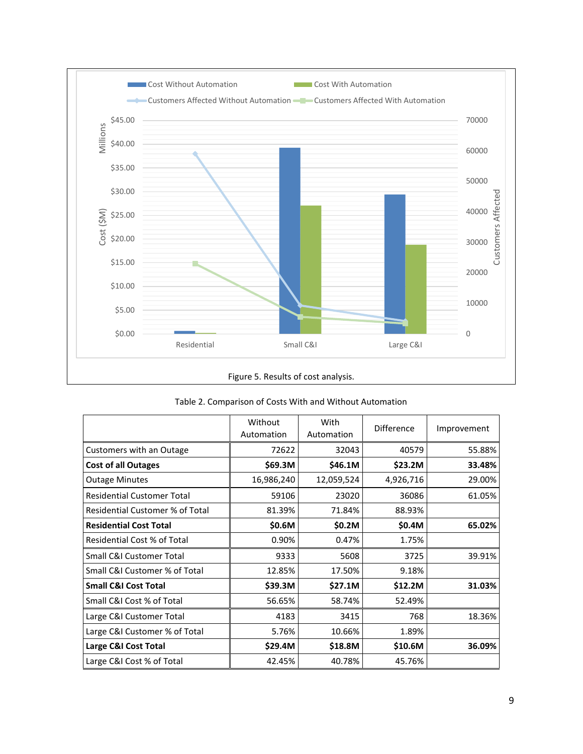Figure 5. Results of cost analysis.

Table 2. Comparison of Costs With and Without Automation

| | Without Automation | With Automation | Difference | Improvement |
|---|---|---|---|---|
| Customers with an Outage | 72622 | 32043 | 40579 | 55.88% |
| **Cost of all Outages** | **$69.3M** | **$46.1M** | **$23.2M** | **33.48%** |
| Outage Minutes | 16,986,240 | 12,059,524 | 4,926,716 | 29.00% |
| Residential Customer Total | 59106 | 23020 | 36086 | 61.05% |
| Residential Customer % of Total | 81.39% | 71.84% | 88.93% | |
| **Residential Cost Total** | **$0.6M** | **$0.2M** | **$0.4M** | **65.02%** |
| Residential Cost % of Total | 0.90% | 0.47% | 1.75% | |
| Small C&I Customer Total | 9333 | 5608 | 3725 | 39.91% |
| Small C&I Customer % of Total | 12.85% | 17.50% | 9.18% | |
| **Small C&I Cost Total** | **$39.3M** | **$27.1M** | **$12.2M** | **31.03%** |
| Small C&I Cost % of Total | 56.65% | 58.74% | 52.49% | |
| Large C&I Customer Total | 4183 | 3415 | 768 | 18.36% |
| Large C&I Customer % of Total | 5.76% | 10.66% | 1.89% | |
| **Large C&I Cost Total** | **$29.4M** | **$18.8M** | **$10.6M** | **36.09%** |
| Large C&I Cost % of Total | 42.45% | 40.78% | 45.76% | |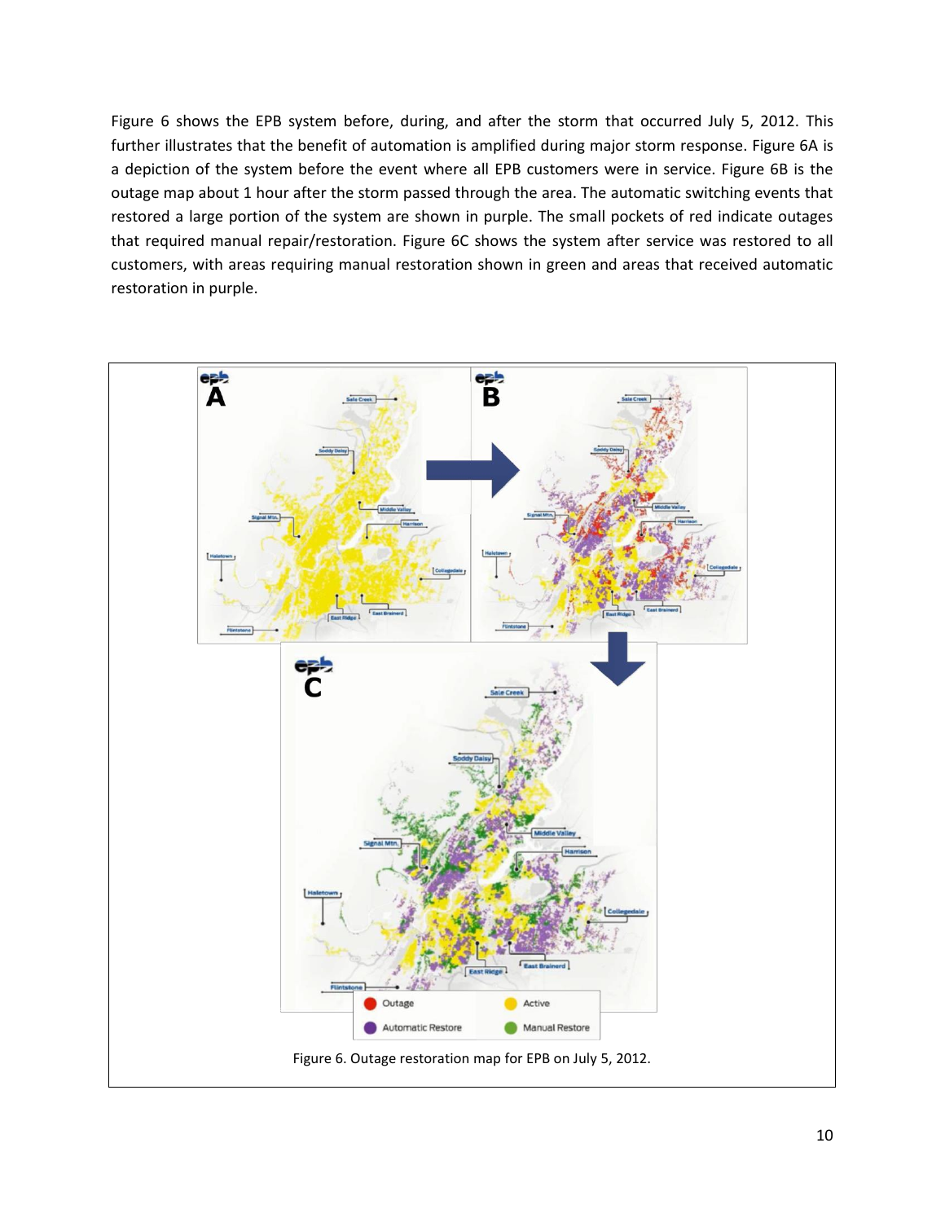Figure 6 shows the EPB system before, during, and after the storm that occurred July 5, 2012. This further illustrates that the benefit of automation is amplified during major storm response. Figure 6A is a depiction of the system before the event where all EPB customers were in service. Figure 6B is the outage map about 1 hour after the storm passed through the area. The automatic switching events that restored a large portion of the system are shown in purple. The small pockets of red indicate outages that required manual repair/restoration. Figure 6C shows the system after service was restored to all customers, with areas requiring manual restoration shown in green and areas that received automatic restoration in purple.

Figure 6. Outage restoration map for EPB on July 5, 2012.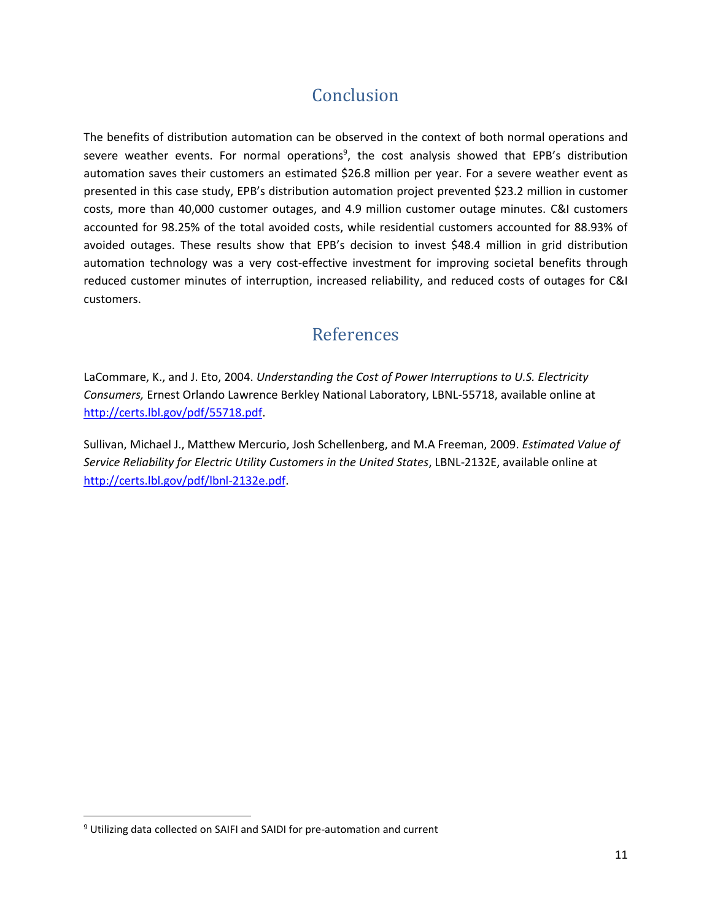# Conclusion

The benefits of distribution automation can be observed in the context of both normal operations and severe weather events. For normal operations[9], the cost analysis showed that EPB's distribution automation saves their customers an estimated $26.8 million per year. For a severe weather event as presented in this case study, EPB's distribution automation project prevented $23.2 million in customer costs, more than 40,000 customer outages, and 4.9 million customer outage minutes. C&I customers accounted for 98.25% of the total avoided costs, while residential customers accounted for 88.93% of avoided outages. These results show that EPB's decision to invest $48.4 million in grid distribution automation technology was a very cost-effective investment for improving societal benefits through reduced customer minutes of interruption, increased reliability, and reduced costs of outages for C&I customers.

# References

LaCommare, K., and J. Eto, 2004. *Understanding the Cost of Power Interruptions to U.S. Electricity Consumers,* Ernest Orlando Lawrence Berkley National Laboratory, LBNL-55718, available online at http://certs.lbl.gov/pdf/55718.pdf.

Sullivan, Michael J., Matthew Mercurio, Josh Schellenberg, and M.A Freeman, 2009. *Estimated Value of Service Reliability for Electric Utility Customers in the United States*, LBNL-2132E, available online at http://certs.lbl.gov/pdf/lbnl-2132e.pdf.

---

[9] Utilizing data collected on SAIFI and SAIDI for pre-automation and current